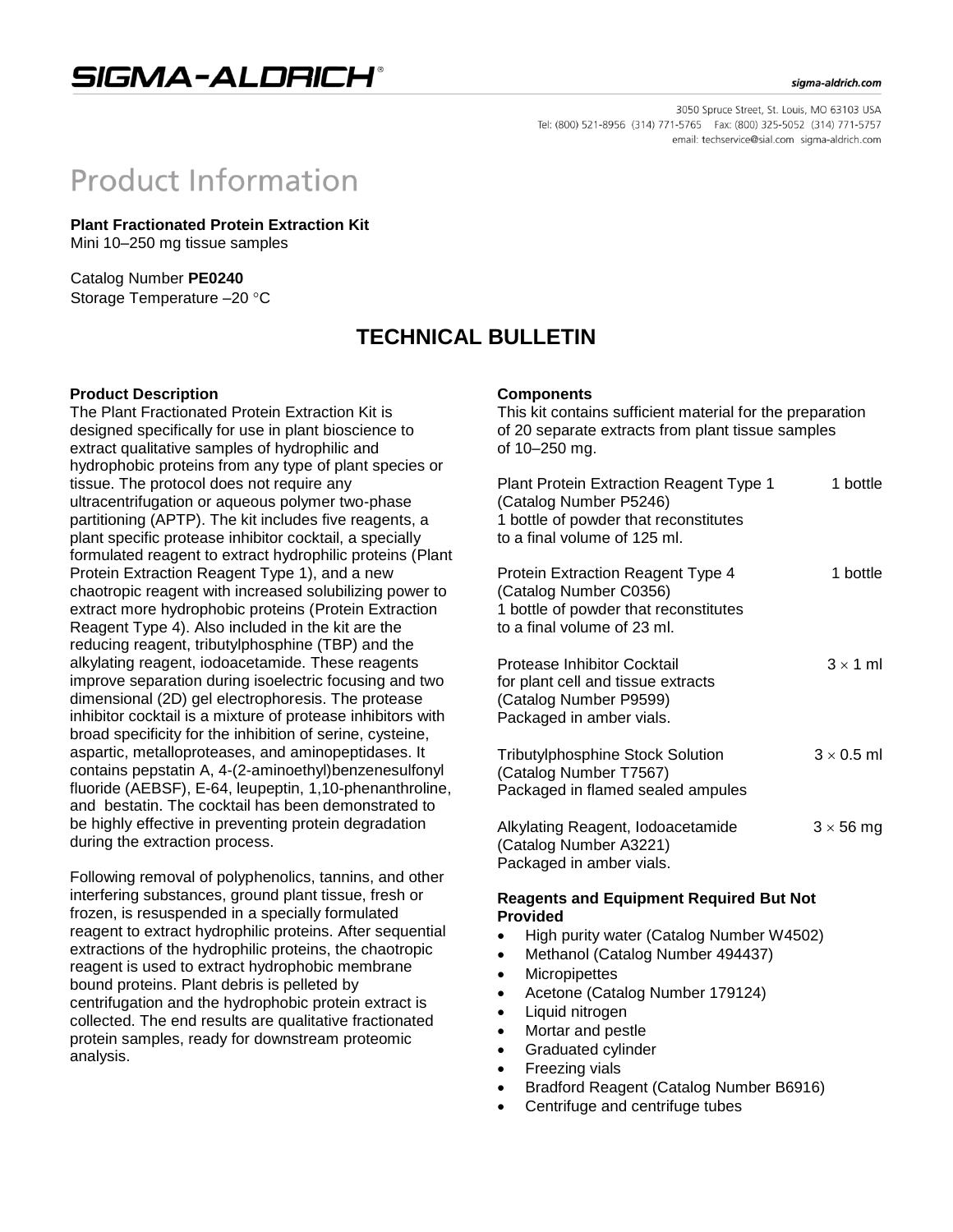# SIGMA-ALDRICH®

sigma-aldrich.com

3050 Spruce Street, St. Louis, MO 63103 USA
Tel: (800) 521-8956 (314) 771-5765 Fax: (800) 325-5052 (314) 771-5757
email: techservice@sial.com sigma-aldrich.com

# Product Information

**Plant Fractionated Protein Extraction Kit**
Mini 10–250 mg tissue samples

Catalog Number **PE0240**
Storage Temperature –20 °C

## TECHNICAL BULLETIN

### Product Description

The Plant Fractionated Protein Extraction Kit is designed specifically for use in plant bioscience to extract qualitative samples of hydrophilic and hydrophobic proteins from any type of plant species or tissue. The protocol does not require any ultracentrifugation or aqueous polymer two-phase partitioning (APTP). The kit includes five reagents, a plant specific protease inhibitor cocktail, a specially formulated reagent to extract hydrophilic proteins (Plant Protein Extraction Reagent Type 1), and a new chaotropic reagent with increased solubilizing power to extract more hydrophobic proteins (Protein Extraction Reagent Type 4). Also included in the kit are the reducing reagent, tributylphosphine (TBP) and the alkylating reagent, iodoacetamide. These reagents improve separation during isoelectric focusing and two dimensional (2D) gel electrophoresis. The protease inhibitor cocktail is a mixture of protease inhibitors with broad specificity for the inhibition of serine, cysteine, aspartic, metalloproteases, and aminopeptidases. It contains pepstatin A, 4-(2-aminoethyl)benzenesulfonyl fluoride (AEBSF), E-64, leupeptin, 1,10-phenanthroline, and bestatin. The cocktail has been demonstrated to be highly effective in preventing protein degradation during the extraction process.

Following removal of polyphenolics, tannins, and other interfering substances, ground plant tissue, fresh or frozen, is resuspended in a specially formulated reagent to extract hydrophilic proteins. After sequential extractions of the hydrophilic proteins, the chaotropic reagent is used to extract hydrophobic membrane bound proteins. Plant debris is pelleted by centrifugation and the hydrophobic protein extract is collected. The end results are qualitative fractionated protein samples, ready for downstream proteomic analysis.

### Components

This kit contains sufficient material for the preparation of 20 separate extracts from plant tissue samples of 10–250 mg.

| Component | Quantity |
|---|---|
| Plant Protein Extraction Reagent Type 1 (Catalog Number P5246) 1 bottle of powder that reconstitutes to a final volume of 125 ml. | 1 bottle |
| Protein Extraction Reagent Type 4 (Catalog Number C0356) 1 bottle of powder that reconstitutes to a final volume of 23 ml. | 1 bottle |
| Protease Inhibitor Cocktail for plant cell and tissue extracts (Catalog Number P9599) Packaged in amber vials. | 3 × 1 ml |
| Tributylphosphine Stock Solution (Catalog Number T7567) Packaged in flamed sealed ampules | 3 × 0.5 ml |
| Alkylating Reagent, Iodoacetamide (Catalog Number A3221) Packaged in amber vials. | 3 × 56 mg |

### Reagents and Equipment Required But Not Provided

- High purity water (Catalog Number W4502)
- Methanol (Catalog Number 494437)
- Micropipettes
- Acetone (Catalog Number 179124)
- Liquid nitrogen
- Mortar and pestle
- Graduated cylinder
- Freezing vials
- Bradford Reagent (Catalog Number B6916)
- Centrifuge and centrifuge tubes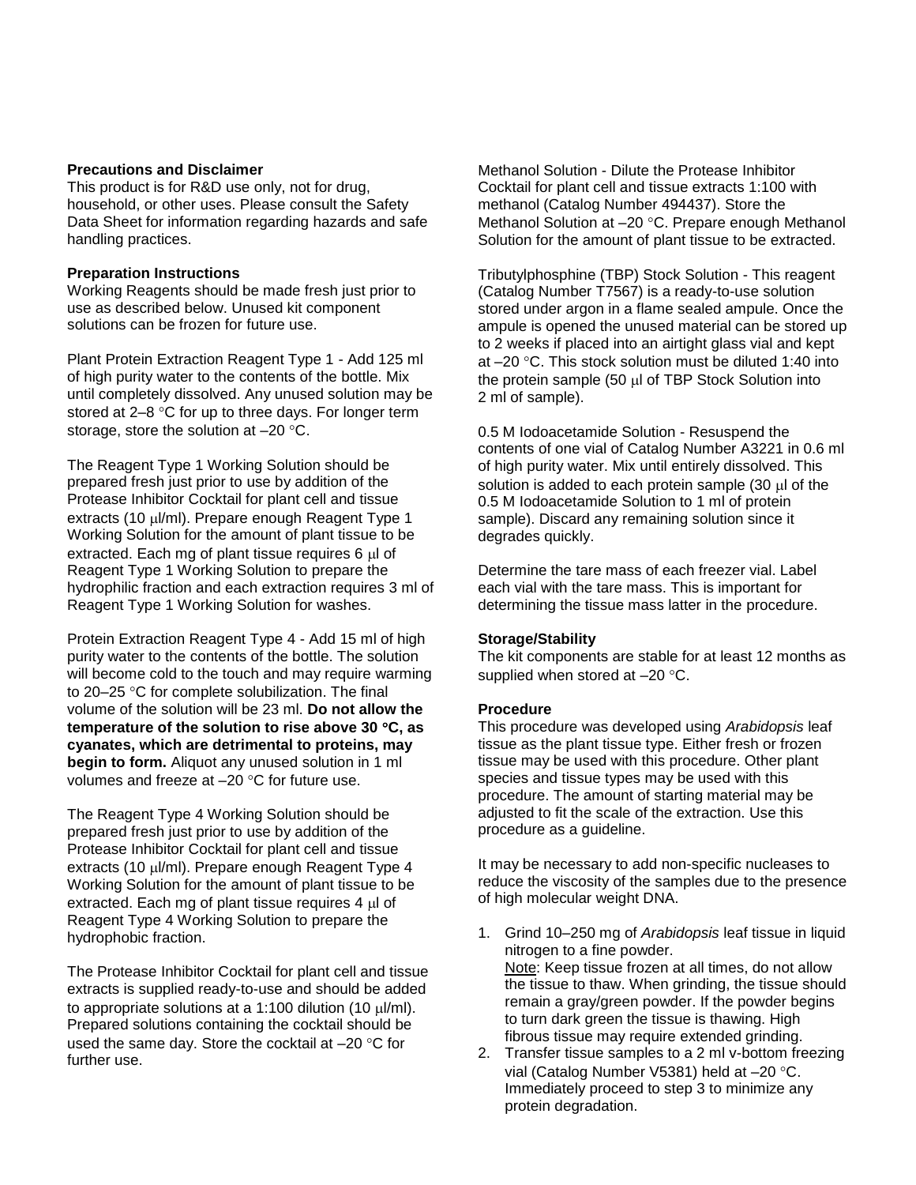**Precautions and Disclaimer**
This product is for R&D use only, not for drug, household, or other uses. Please consult the Safety Data Sheet for information regarding hazards and safe handling practices.

**Preparation Instructions**
Working Reagents should be made fresh just prior to use as described below. Unused kit component solutions can be frozen for future use.

Plant Protein Extraction Reagent Type 1 - Add 125 ml of high purity water to the contents of the bottle. Mix until completely dissolved. Any unused solution may be stored at 2–8 °C for up to three days. For longer term storage, store the solution at –20 °C.

The Reagent Type 1 Working Solution should be prepared fresh just prior to use by addition of the Protease Inhibitor Cocktail for plant cell and tissue extracts (10 μl/ml). Prepare enough Reagent Type 1 Working Solution for the amount of plant tissue to be extracted. Each mg of plant tissue requires 6 μl of Reagent Type 1 Working Solution to prepare the hydrophilic fraction and each extraction requires 3 ml of Reagent Type 1 Working Solution for washes.

Protein Extraction Reagent Type 4 - Add 15 ml of high purity water to the contents of the bottle. The solution will become cold to the touch and may require warming to 20–25 °C for complete solubilization. The final volume of the solution will be 23 ml. **Do not allow the temperature of the solution to rise above 30 °C, as cyanates, which are detrimental to proteins, may begin to form.** Aliquot any unused solution in 1 ml volumes and freeze at –20 °C for future use.

The Reagent Type 4 Working Solution should be prepared fresh just prior to use by addition of the Protease Inhibitor Cocktail for plant cell and tissue extracts (10 μl/ml). Prepare enough Reagent Type 4 Working Solution for the amount of plant tissue to be extracted. Each mg of plant tissue requires 4 μl of Reagent Type 4 Working Solution to prepare the hydrophobic fraction.

The Protease Inhibitor Cocktail for plant cell and tissue extracts is supplied ready-to-use and should be added to appropriate solutions at a 1:100 dilution (10 μl/ml). Prepared solutions containing the cocktail should be used the same day. Store the cocktail at –20 °C for further use.

Methanol Solution - Dilute the Protease Inhibitor Cocktail for plant cell and tissue extracts 1:100 with methanol (Catalog Number 494437). Store the Methanol Solution at –20 °C. Prepare enough Methanol Solution for the amount of plant tissue to be extracted.

Tributylphosphine (TBP) Stock Solution - This reagent (Catalog Number T7567) is a ready-to-use solution stored under argon in a flame sealed ampule. Once the ampule is opened the unused material can be stored up to 2 weeks if placed into an airtight glass vial and kept at –20 °C. This stock solution must be diluted 1:40 into the protein sample (50 μl of TBP Stock Solution into 2 ml of sample).

0.5 M Iodoacetamide Solution - Resuspend the contents of one vial of Catalog Number A3221 in 0.6 ml of high purity water. Mix until entirely dissolved. This solution is added to each protein sample (30 μl of the 0.5 M Iodoacetamide Solution to 1 ml of protein sample). Discard any remaining solution since it degrades quickly.

Determine the tare mass of each freezer vial. Label each vial with the tare mass. This is important for determining the tissue mass latter in the procedure.

**Storage/Stability**
The kit components are stable for at least 12 months as supplied when stored at –20 °C.

**Procedure**
This procedure was developed using *Arabidopsis* leaf tissue as the plant tissue type. Either fresh or frozen tissue may be used with this procedure. Other plant species and tissue types may be used with this procedure. The amount of starting material may be adjusted to fit the scale of the extraction. Use this procedure as a guideline.

It may be necessary to add non-specific nucleases to reduce the viscosity of the samples due to the presence of high molecular weight DNA.

1. Grind 10–250 mg of *Arabidopsis* leaf tissue in liquid nitrogen to a fine powder.
   Note: Keep tissue frozen at all times, do not allow the tissue to thaw. When grinding, the tissue should remain a gray/green powder. If the powder begins to turn dark green the tissue is thawing. High fibrous tissue may require extended grinding.
2. Transfer tissue samples to a 2 ml v-bottom freezing vial (Catalog Number V5381) held at –20 °C. Immediately proceed to step 3 to minimize any protein degradation.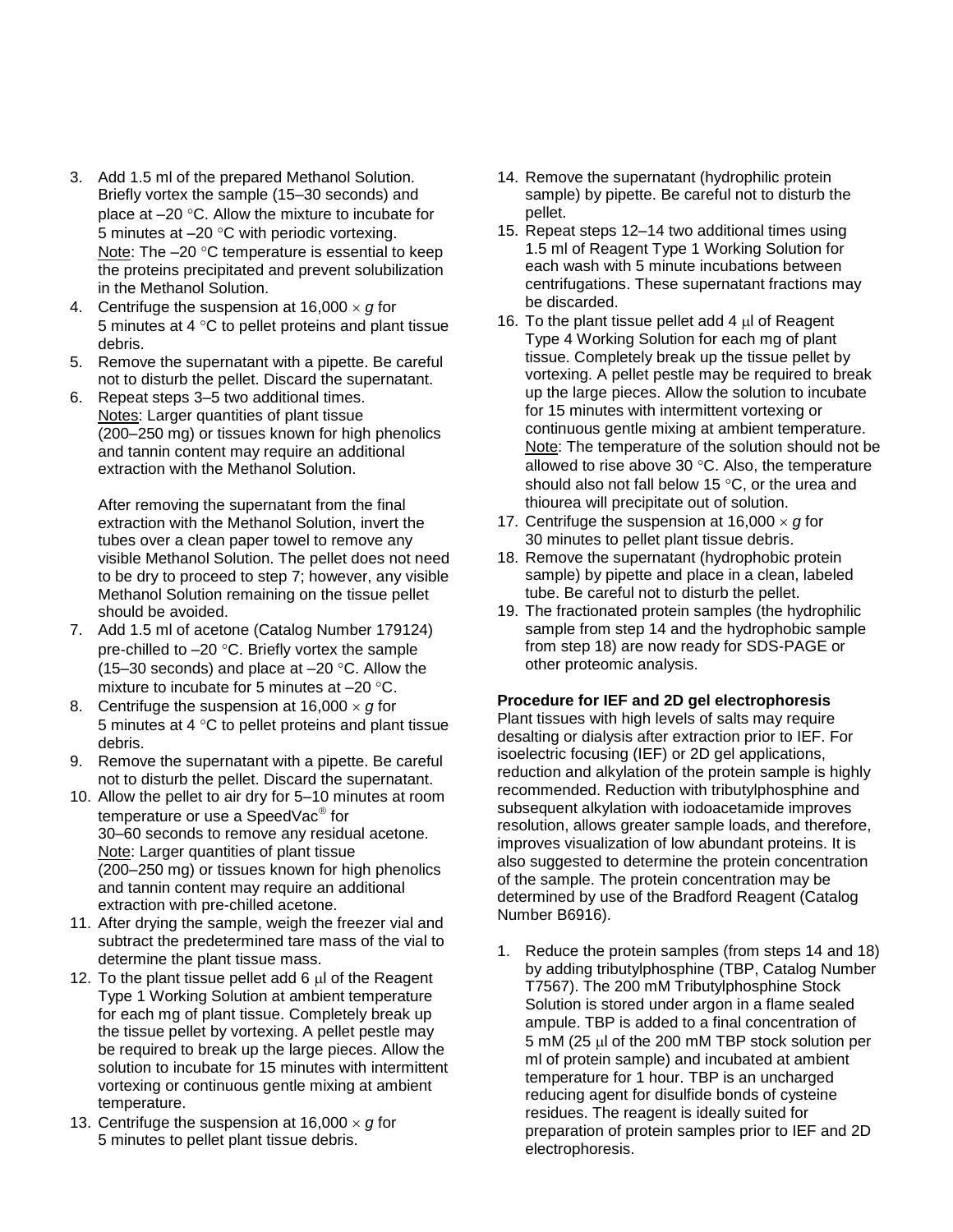3. Add 1.5 ml of the prepared Methanol Solution. Briefly vortex the sample (15–30 seconds) and place at –20 °C. Allow the mixture to incubate for 5 minutes at –20 °C with periodic vortexing.
   Note: The –20 °C temperature is essential to keep the proteins precipitated and prevent solubilization in the Methanol Solution.
4. Centrifuge the suspension at 16,000 × *g* for 5 minutes at 4 °C to pellet proteins and plant tissue debris.
5. Remove the supernatant with a pipette. Be careful not to disturb the pellet. Discard the supernatant.
6. Repeat steps 3–5 two additional times.
   Notes: Larger quantities of plant tissue (200–250 mg) or tissues known for high phenolics and tannin content may require an additional extraction with the Methanol Solution.

   After removing the supernatant from the final extraction with the Methanol Solution, invert the tubes over a clean paper towel to remove any visible Methanol Solution. The pellet does not need to be dry to proceed to step 7; however, any visible Methanol Solution remaining on the tissue pellet should be avoided.
7. Add 1.5 ml of acetone (Catalog Number 179124) pre-chilled to –20 °C. Briefly vortex the sample (15–30 seconds) and place at –20 °C. Allow the mixture to incubate for 5 minutes at –20 °C.
8. Centrifuge the suspension at 16,000 × *g* for 5 minutes at 4 °C to pellet proteins and plant tissue debris.
9. Remove the supernatant with a pipette. Be careful not to disturb the pellet. Discard the supernatant.
10. Allow the pellet to air dry for 5–10 minutes at room temperature or use a SpeedVac® for 30–60 seconds to remove any residual acetone.
    Note: Larger quantities of plant tissue (200–250 mg) or tissues known for high phenolics and tannin content may require an additional extraction with pre-chilled acetone.
11. After drying the sample, weigh the freezer vial and subtract the predetermined tare mass of the vial to determine the plant tissue mass.
12. To the plant tissue pellet add 6 μl of the Reagent Type 1 Working Solution at ambient temperature for each mg of plant tissue. Completely break up the tissue pellet by vortexing. A pellet pestle may be required to break up the large pieces. Allow the solution to incubate for 15 minutes with intermittent vortexing or continuous gentle mixing at ambient temperature.
13. Centrifuge the suspension at 16,000 × *g* for 5 minutes to pellet plant tissue debris.
14. Remove the supernatant (hydrophilic protein sample) by pipette. Be careful not to disturb the pellet.
15. Repeat steps 12–14 two additional times using 1.5 ml of Reagent Type 1 Working Solution for each wash with 5 minute incubations between centrifugations. These supernatant fractions may be discarded.
16. To the plant tissue pellet add 4 μl of Reagent Type 4 Working Solution for each mg of plant tissue. Completely break up the tissue pellet by vortexing. A pellet pestle may be required to break up the large pieces. Allow the solution to incubate for 15 minutes with intermittent vortexing or continuous gentle mixing at ambient temperature.
    Note: The temperature of the solution should not be allowed to rise above 30 °C. Also, the temperature should also not fall below 15 °C, or the urea and thiourea will precipitate out of solution.
17. Centrifuge the suspension at 16,000 × *g* for 30 minutes to pellet plant tissue debris.
18. Remove the supernatant (hydrophobic protein sample) by pipette and place in a clean, labeled tube. Be careful not to disturb the pellet.
19. The fractionated protein samples (the hydrophilic sample from step 14 and the hydrophobic sample from step 18) are now ready for SDS-PAGE or other proteomic analysis.

**Procedure for IEF and 2D gel electrophoresis**

Plant tissues with high levels of salts may require desalting or dialysis after extraction prior to IEF. For isoelectric focusing (IEF) or 2D gel applications, reduction and alkylation of the protein sample is highly recommended. Reduction with tributylphosphine and subsequent alkylation with iodoacetamide improves resolution, allows greater sample loads, and therefore, improves visualization of low abundant proteins. It is also suggested to determine the protein concentration of the sample. The protein concentration may be determined by use of the Bradford Reagent (Catalog Number B6916).

1. Reduce the protein samples (from steps 14 and 18) by adding tributylphosphine (TBP, Catalog Number T7567). The 200 mM Tributylphosphine Stock Solution is stored under argon in a flame sealed ampule. TBP is added to a final concentration of 5 mM (25 μl of the 200 mM TBP stock solution per ml of protein sample) and incubated at ambient temperature for 1 hour. TBP is an uncharged reducing agent for disulfide bonds of cysteine residues. The reagent is ideally suited for preparation of protein samples prior to IEF and 2D electrophoresis.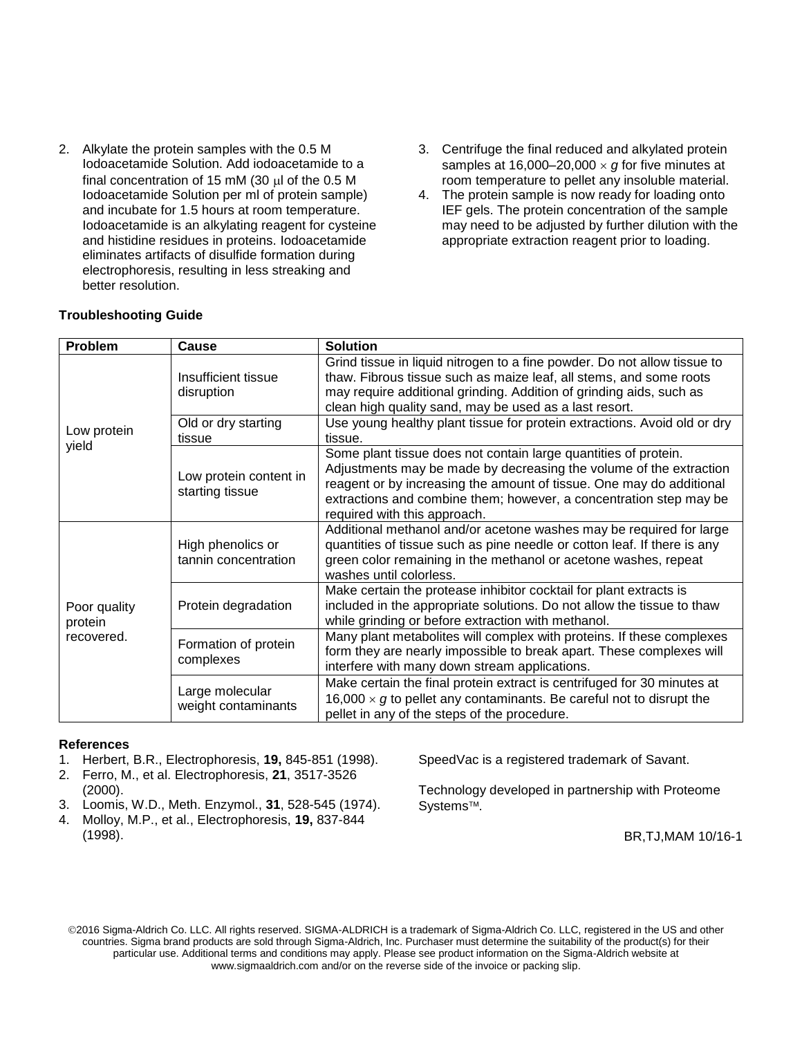2. Alkylate the protein samples with the 0.5 M Iodoacetamide Solution. Add iodoacetamide to a final concentration of 15 mM (30 μl of the 0.5 M Iodoacetamide Solution per ml of protein sample) and incubate for 1.5 hours at room temperature. Iodoacetamide is an alkylating reagent for cysteine and histidine residues in proteins. Iodoacetamide eliminates artifacts of disulfide formation during electrophoresis, resulting in less streaking and better resolution.
3. Centrifuge the final reduced and alkylated protein samples at 16,000–20,000 × *g* for five minutes at room temperature to pellet any insoluble material.
4. The protein sample is now ready for loading onto IEF gels. The protein concentration of the sample may need to be adjusted by further dilution with the appropriate extraction reagent prior to loading.

**Troubleshooting Guide**

| Problem | Cause | Solution |
|---|---|---|
| Low protein yield | Insufficient tissue disruption | Grind tissue in liquid nitrogen to a fine powder. Do not allow tissue to thaw. Fibrous tissue such as maize leaf, all stems, and some roots may require additional grinding. Addition of grinding aids, such as clean high quality sand, may be used as a last resort. |
| | Old or dry starting tissue | Use young healthy plant tissue for protein extractions. Avoid old or dry tissue. |
| | Low protein content in starting tissue | Some plant tissue does not contain large quantities of protein. Adjustments may be made by decreasing the volume of the extraction reagent or by increasing the amount of tissue. One may do additional extractions and combine them; however, a concentration step may be required with this approach. |
| Poor quality protein recovered. | High phenolics or tannin concentration | Additional methanol and/or acetone washes may be required for large quantities of tissue such as pine needle or cotton leaf. If there is any green color remaining in the methanol or acetone washes, repeat washes until colorless. |
| | Protein degradation | Make certain the protease inhibitor cocktail for plant extracts is included in the appropriate solutions. Do not allow the tissue to thaw while grinding or before extraction with methanol. |
| | Formation of protein complexes | Many plant metabolites will complex with proteins. If these complexes form they are nearly impossible to break apart. These complexes will interfere with many down stream applications. |
| | Large molecular weight contaminants | Make certain the final protein extract is centrifuged for 30 minutes at 16,000 × *g* to pellet any contaminants. Be careful not to disrupt the pellet in any of the steps of the procedure. |

**References**

1. Herbert, B.R., Electrophoresis, **19,** 845-851 (1998).
2. Ferro, M., et al. Electrophoresis, **21**, 3517-3526 (2000).
3. Loomis, W.D., Meth. Enzymol., **31**, 528-545 (1974).
4. Molloy, M.P., et al., Electrophoresis, **19,** 837-844 (1998).

SpeedVac is a registered trademark of Savant.

Technology developed in partnership with Proteome Systems™.

BR,TJ,MAM 10/16-1

©2016 Sigma-Aldrich Co. LLC. All rights reserved. SIGMA-ALDRICH is a trademark of Sigma-Aldrich Co. LLC, registered in the US and other countries. Sigma brand products are sold through Sigma-Aldrich, Inc. Purchaser must determine the suitability of the product(s) for their particular use. Additional terms and conditions may apply. Please see product information on the Sigma-Aldrich website at www.sigmaaldrich.com and/or on the reverse side of the invoice or packing slip.